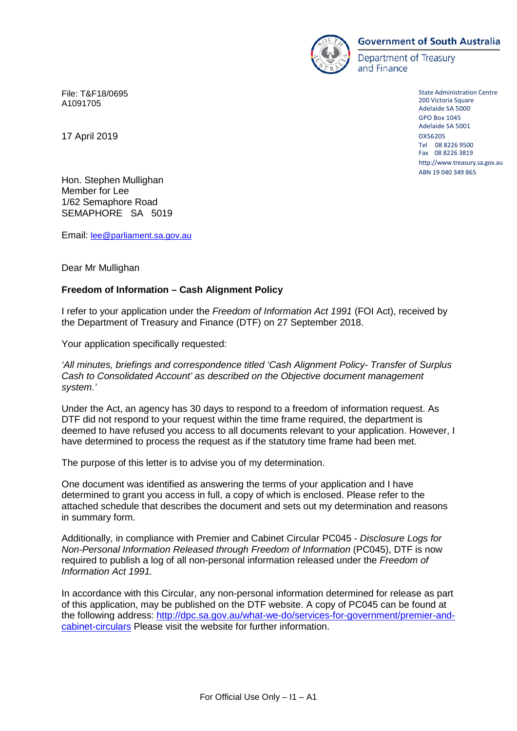**Government of South Australia**

Department of Treasury and Finance

File: T&F18/0695
A1091705

State Administration Centre
200 Victoria Square
Adelaide SA 5000
GPO Box 1045
Adelaide SA 5001
DX56205
Tel 08 8226 9500
Fax 08 8226 3819
http://www.treasury.sa.gov.au
ABN 19 040 349 865

17 April 2019

Hon. Stephen Mullighan
Member for Lee
1/62 Semaphore Road
SEMAPHORE SA 5019

Email: lee@parliament.sa.gov.au

Dear Mr Mullighan

**Freedom of Information – Cash Alignment Policy**

I refer to your application under the *Freedom of Information Act 1991* (FOI Act), received by the Department of Treasury and Finance (DTF) on 27 September 2018.

Your application specifically requested:

*'All minutes, briefings and correspondence titled 'Cash Alignment Policy- Transfer of Surplus Cash to Consolidated Account' as described on the Objective document management system.'*

Under the Act, an agency has 30 days to respond to a freedom of information request. As DTF did not respond to your request within the time frame required, the department is deemed to have refused you access to all documents relevant to your application. However, I have determined to process the request as if the statutory time frame had been met.

The purpose of this letter is to advise you of my determination.

One document was identified as answering the terms of your application and I have determined to grant you access in full, a copy of which is enclosed. Please refer to the attached schedule that describes the document and sets out my determination and reasons in summary form.

Additionally, in compliance with Premier and Cabinet Circular PC045 - *Disclosure Logs for Non-Personal Information Released through Freedom of Information* (PC045), DTF is now required to publish a log of all non-personal information released under the *Freedom of Information Act 1991.*

In accordance with this Circular, any non-personal information determined for release as part of this application, may be published on the DTF website. A copy of PC045 can be found at the following address: http://dpc.sa.gov.au/what-we-do/services-for-government/premier-and-cabinet-circulars Please visit the website for further information.

For Official Use Only – I1 – A1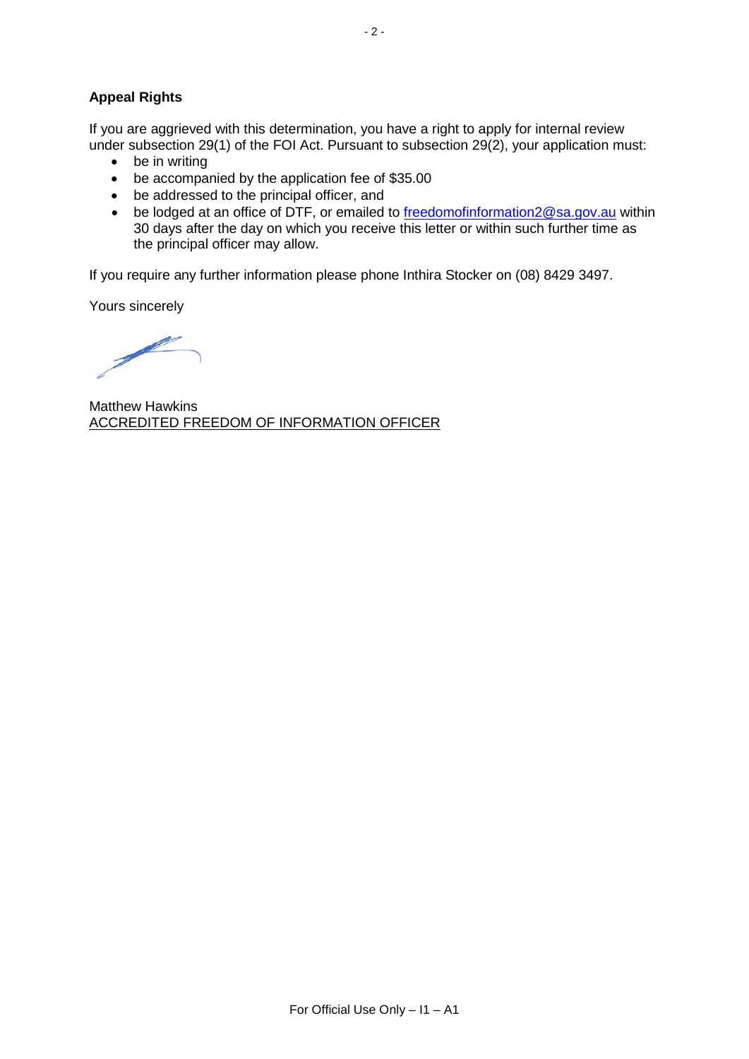**Appeal Rights**

If you are aggrieved with this determination, you have a right to apply for internal review under subsection 29(1) of the FOI Act. Pursuant to subsection 29(2), your application must:

- be in writing
- be accompanied by the application fee of $35.00
- be addressed to the principal officer, and
- be lodged at an office of DTF, or emailed to freedomofinformation2@sa.gov.au within 30 days after the day on which you receive this letter or within such further time as the principal officer may allow.

If you require any further information please phone Inthira Stocker on (08) 8429 3497.

Yours sincerely

Matthew Hawkins
ACCREDITED FREEDOM OF INFORMATION OFFICER

For Official Use Only – I1 – A1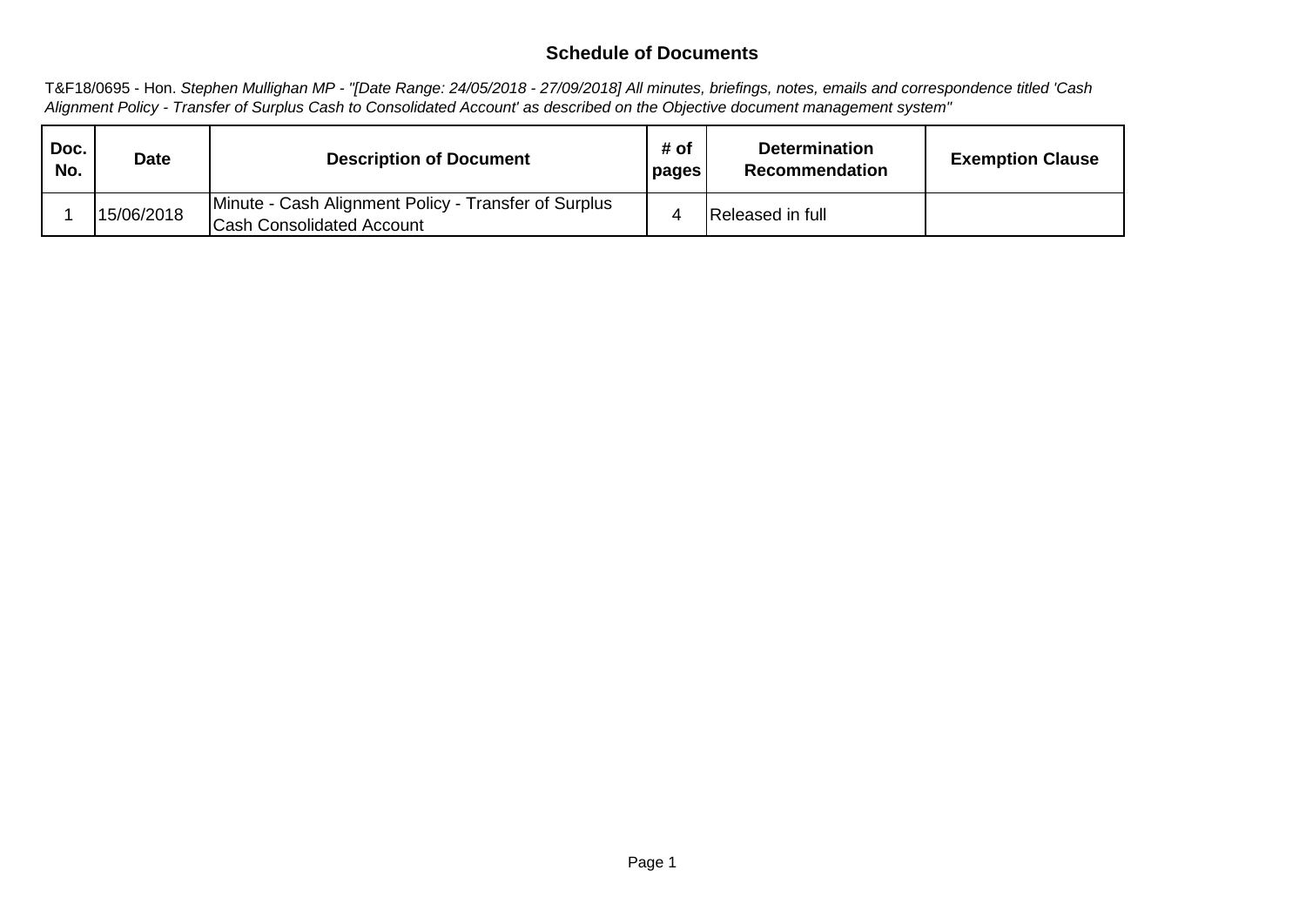## Schedule of Documents

T&F18/0695 - Hon. *Stephen Mullighan MP - "[Date Range: 24/05/2018 - 27/09/2018] All minutes, briefings, notes, emails and correspondence titled 'Cash Alignment Policy - Transfer of Surplus Cash to Consolidated Account' as described on the Objective document management system"*

| Doc. No. | Date | Description of Document | # of pages | Determination Recommendation | Exemption Clause |
|---|---|---|---|---|---|
| 1 | 15/06/2018 | Minute - Cash Alignment Policy - Transfer of Surplus Cash Consolidated Account | 4 | Released in full | |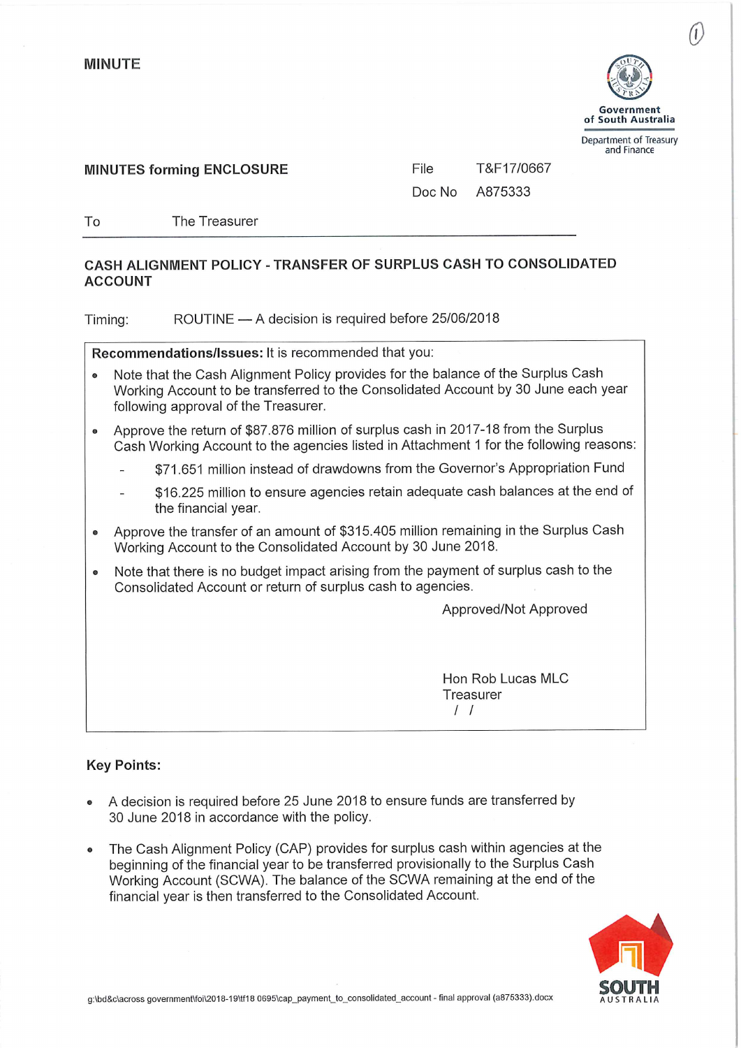**MINUTE**

Government of South Australia

Department of Treasury and Finance

**MINUTES forming ENCLOSURE**

File T&F17/0667

Doc No A875333

To The Treasurer

**CASH ALIGNMENT POLICY - TRANSFER OF SURPLUS CASH TO CONSOLIDATED ACCOUNT**

Timing: ROUTINE — A decision is required before 25/06/2018

**Recommendations/Issues:** It is recommended that you:

- Note that the Cash Alignment Policy provides for the balance of the Surplus Cash Working Account to be transferred to the Consolidated Account by 30 June each year following approval of the Treasurer.
- Approve the return of $87.876 million of surplus cash in 2017-18 from the Surplus Cash Working Account to the agencies listed in Attachment 1 for the following reasons:
  - $71.651 million instead of drawdowns from the Governor's Appropriation Fund
  - $16.225 million to ensure agencies retain adequate cash balances at the end of the financial year.
- Approve the transfer of an amount of $315.405 million remaining in the Surplus Cash Working Account to the Consolidated Account by 30 June 2018.
- Note that there is no budget impact arising from the payment of surplus cash to the Consolidated Account or return of surplus cash to agencies.

Approved/Not Approved

Hon Rob Lucas MLC
Treasurer
/ /

**Key Points:**

- A decision is required before 25 June 2018 to ensure funds are transferred by 30 June 2018 in accordance with the policy.
- The Cash Alignment Policy (CAP) provides for surplus cash within agencies at the beginning of the financial year to be transferred provisionally to the Surplus Cash Working Account (SCWA). The balance of the SCWA remaining at the end of the financial year is then transferred to the Consolidated Account.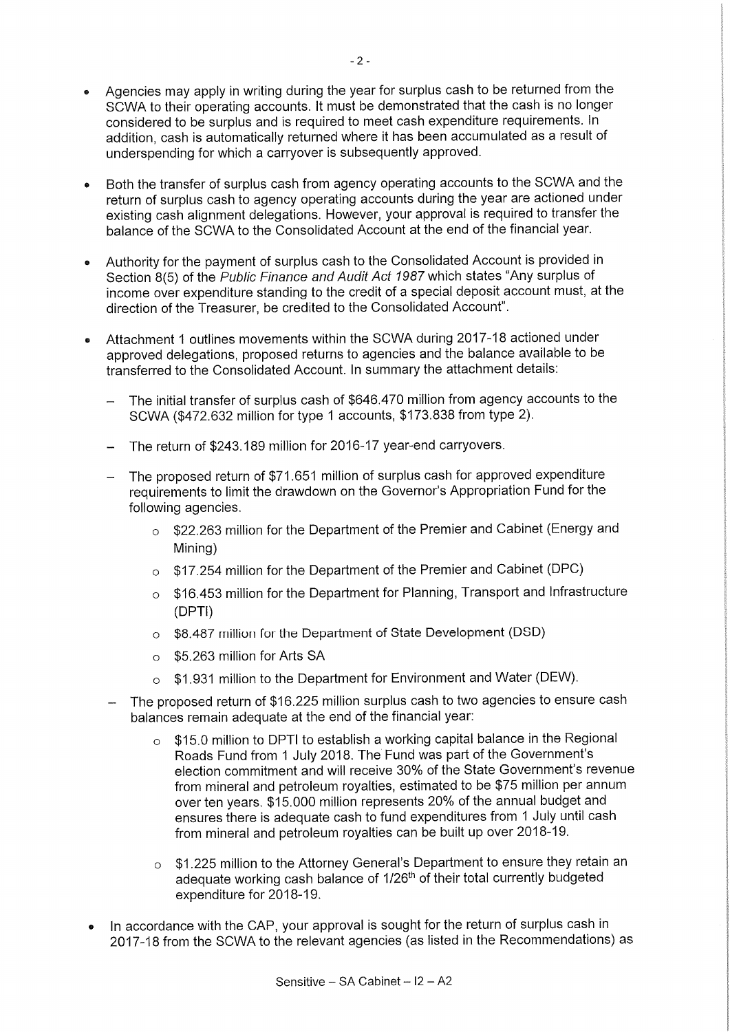- Agencies may apply in writing during the year for surplus cash to be returned from the SCWA to their operating accounts. It must be demonstrated that the cash is no longer considered to be surplus and is required to meet cash expenditure requirements. In addition, cash is automatically returned where it has been accumulated as a result of underspending for which a carryover is subsequently approved.

- Both the transfer of surplus cash from agency operating accounts to the SCWA and the return of surplus cash to agency operating accounts during the year are actioned under existing cash alignment delegations. However, your approval is required to transfer the balance of the SCWA to the Consolidated Account at the end of the financial year.

- Authority for the payment of surplus cash to the Consolidated Account is provided in Section 8(5) of the *Public Finance and Audit Act 1987* which states "Any surplus of income over expenditure standing to the credit of a special deposit account must, at the direction of the Treasurer, be credited to the Consolidated Account".

- Attachment 1 outlines movements within the SCWA during 2017-18 actioned under approved delegations, proposed returns to agencies and the balance available to be transferred to the Consolidated Account. In summary the attachment details:
  - The initial transfer of surplus cash of $646.470 million from agency accounts to the SCWA ($472.632 million for type 1 accounts, $173.838 from type 2).
  - The return of $243.189 million for 2016-17 year-end carryovers.
  - The proposed return of $71.651 million of surplus cash for approved expenditure requirements to limit the drawdown on the Governor's Appropriation Fund for the following agencies.
    - $22.263 million for the Department of the Premier and Cabinet (Energy and Mining)
    - $17.254 million for the Department of the Premier and Cabinet (DPC)
    - $16.453 million for the Department for Planning, Transport and Infrastructure (DPTI)
    - $8.487 million for the Department of State Development (DSD)
    - $5.263 million for Arts SA
    - $1.931 million to the Department for Environment and Water (DEW).
  - The proposed return of $16.225 million surplus cash to two agencies to ensure cash balances remain adequate at the end of the financial year:
    - $15.0 million to DPTI to establish a working capital balance in the Regional Roads Fund from 1 July 2018. The Fund was part of the Government's election commitment and will receive 30% of the State Government's revenue from mineral and petroleum royalties, estimated to be $75 million per annum over ten years. $15.000 million represents 20% of the annual budget and ensures there is adequate cash to fund expenditures from 1 July until cash from mineral and petroleum royalties can be built up over 2018-19.
    - $1.225 million to the Attorney General's Department to ensure they retain an adequate working cash balance of 1/26th of their total currently budgeted expenditure for 2018-19.

- In accordance with the CAP, your approval is sought for the return of surplus cash in 2017-18 from the SCWA to the relevant agencies (as listed in the Recommendations) as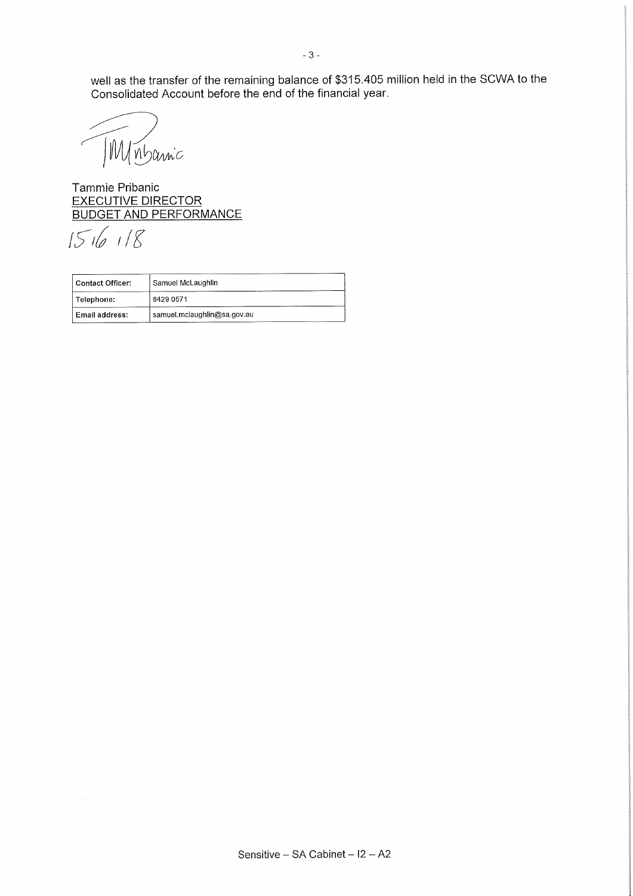well as the transfer of the remaining balance of $315.405 million held in the SCWA to the Consolidated Account before the end of the financial year.

TMPribanic

Tammie Pribanic
EXECUTIVE DIRECTOR
BUDGET AND PERFORMANCE

15/6/18

| Contact Officer: | Samuel McLaughlin |
| --- | --- |
| Telephone: | 8429 0571 |
| Email address: | samuel.mclaughlin@sa.gov.au |

Sensitive – SA Cabinet – I2 – A2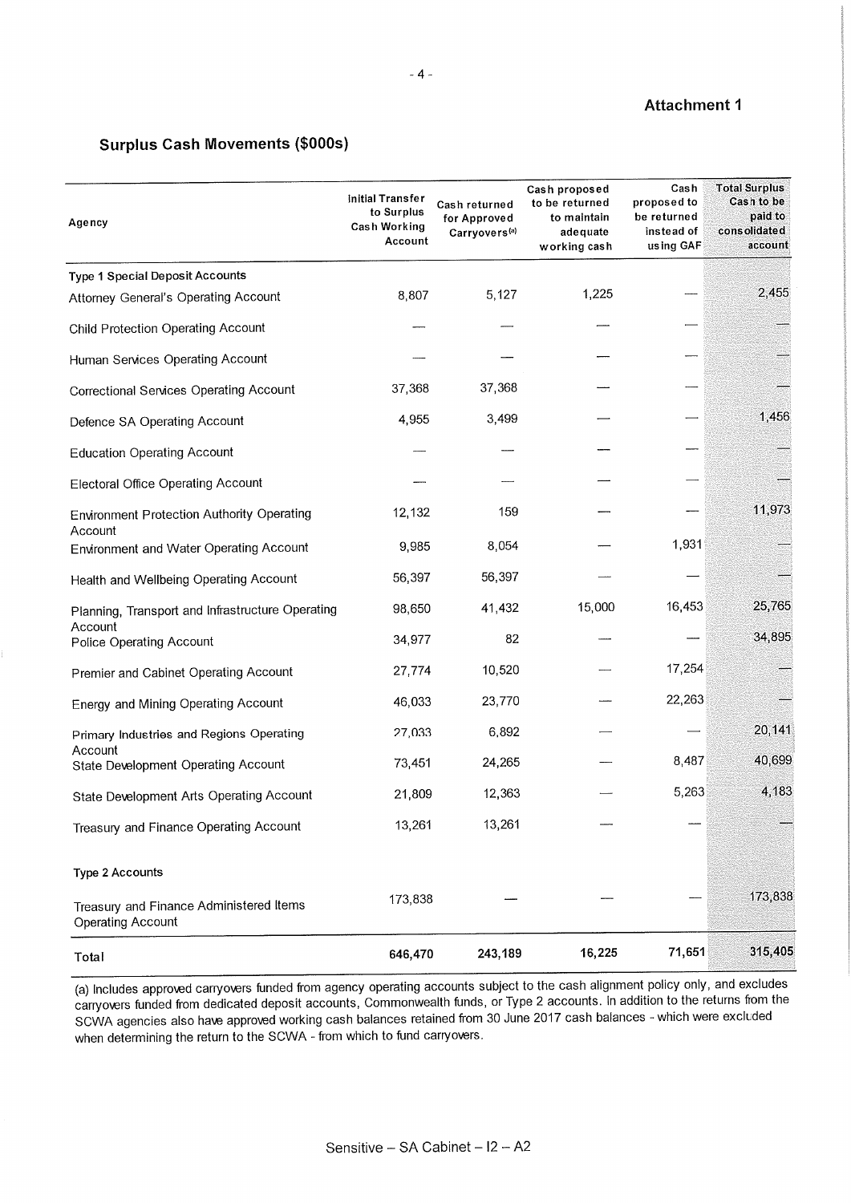**Attachment 1**

## Surplus Cash Movements ($000s)

| Agency | Initial Transfer to Surplus Cash Working Account | Cash returned for Approved Carryovers[a] | Cash proposed to be returned to maintain adequate working cash | Cash proposed to be returned instead of using GAF | Total Surplus Cash to be paid to consolidated account |
|---|---|---|---|---|---|
| **Type 1 Special Deposit Accounts** | | | | | |
| Attorney General's Operating Account | 8,807 | 5,127 | 1,225 | — | 2,455 |
| Child Protection Operating Account | — | — | — | — | — |
| Human Services Operating Account | — | — | — | — | — |
| Correctional Services Operating Account | 37,368 | 37,368 | — | — | — |
| Defence SA Operating Account | 4,955 | 3,499 | — | — | 1,456 |
| Education Operating Account | — | — | — | — | — |
| Electoral Office Operating Account | — | — | — | — | — |
| Environment Protection Authority Operating Account | 12,132 | 159 | — | — | 11,973 |
| Environment and Water Operating Account | 9,985 | 8,054 | — | 1,931 | — |
| Health and Wellbeing Operating Account | 56,397 | 56,397 | — | — | — |
| Planning, Transport and Infrastructure Operating Account | 98,650 | 41,432 | 15,000 | 16,453 | 25,765 |
| Police Operating Account | 34,977 | 82 | — | — | 34,895 |
| Premier and Cabinet Operating Account | 27,774 | 10,520 | — | 17,254 | — |
| Energy and Mining Operating Account | 46,033 | 23,770 | — | 22,263 | — |
| Primary Industries and Regions Operating Account | 27,033 | 6,892 | — | — | 20,141 |
| State Development Operating Account | 73,451 | 24,265 | — | 8,487 | 40,699 |
| State Development Arts Operating Account | 21,809 | 12,363 | — | 5,263 | 4,183 |
| Treasury and Finance Operating Account | 13,261 | 13,261 | — | — | — |
| **Type 2 Accounts** | | | | | |
| Treasury and Finance Administered Items Operating Account | 173,838 | — | — | — | 173,838 |
| **Total** | **646,470** | **243,189** | **16,225** | **71,651** | **315,405** |

(a) Includes approved carryovers funded from agency operating accounts subject to the cash alignment policy only, and excludes carryovers funded from dedicated deposit accounts, Commonwealth funds, or Type 2 accounts. In addition to the returns from the SCWA agencies also have approved working cash balances retained from 30 June 2017 cash balances - which were excluded when determining the return to the SCWA - from which to fund carryovers.

Sensitive – SA Cabinet – I2 – A2